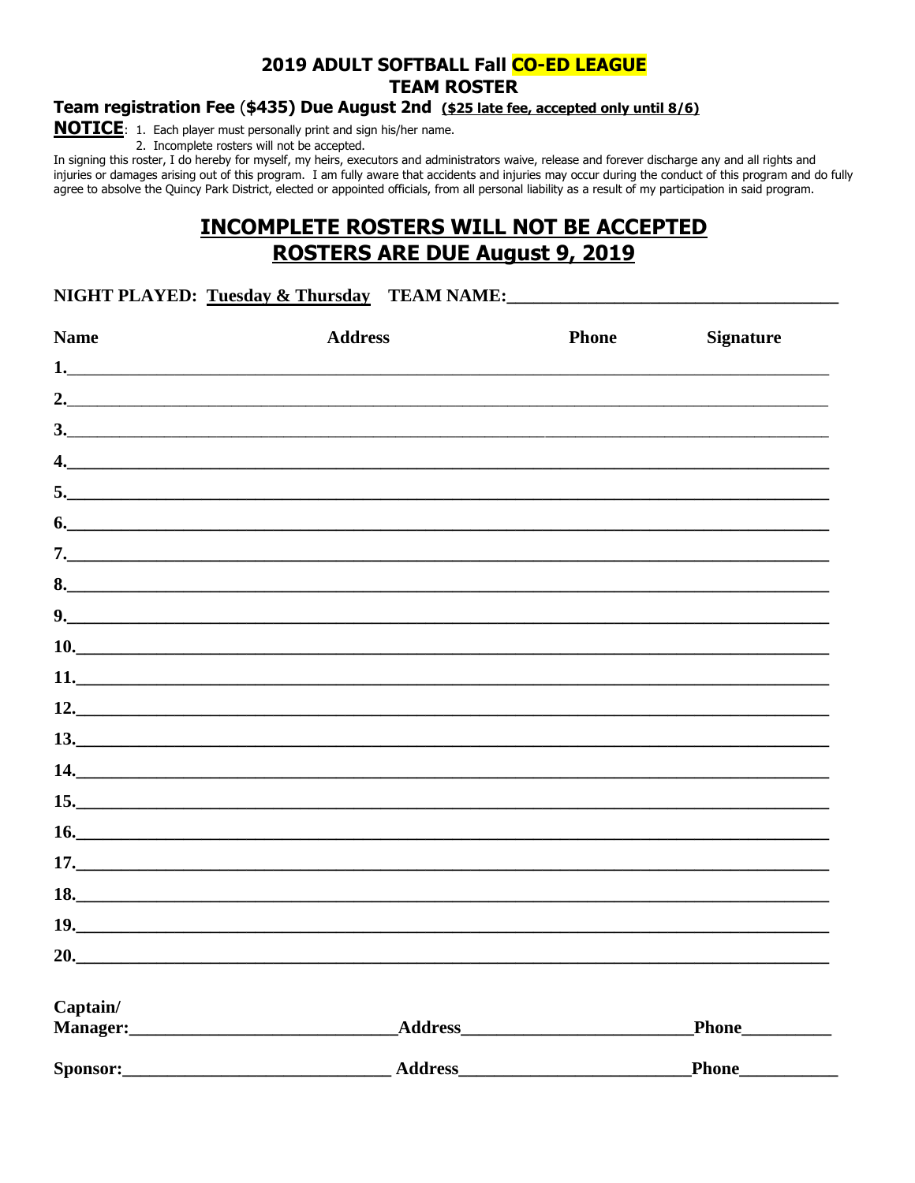# 2019 ADULT SOFTBALL Fall CO-ED LEAGUE

## TEAM ROSTER

**Team registration Fee ($435) Due August 2nd** **($25 late fee, accepted only until 8/6)**

**NOTICE**:
1. Each player must personally print and sign his/her name.
2. Incomplete rosters will not be accepted.

In signing this roster, I do hereby for myself, my heirs, executors and administrators waive, release and forever discharge any and all rights and injuries or damages arising out of this program. I am fully aware that accidents and injuries may occur during the conduct of this program and do fully agree to absolve the Quincy Park District, elected or appointed officials, from all personal liability as a result of my participation in said program.

## INCOMPLETE ROSTERS WILL NOT BE ACCEPTED
## ROSTERS ARE DUE August 9, 2019

**NIGHT PLAYED:** **Tuesday & Thursday** **TEAM NAME:**___________________________________

| | Name | Address | Phone | Signature |
|---|---|---|---|---|
| 1. | | | | |
| 2. | | | | |
| 3. | | | | |
| 4. | | | | |
| 5. | | | | |
| 6. | | | | |
| 7. | | | | |
| 8. | | | | |
| 9. | | | | |
| 10. | | | | |
| 11. | | | | |
| 12. | | | | |
| 13. | | | | |
| 14. | | | | |
| 15. | | | | |
| 16. | | | | |
| 17. | | | | |
| 18. | | | | |
| 19. | | | | |
| 20. | | | | |

**Captain/ Manager:**_____________________________ **Address**_________________________ **Phone**__________

**Sponsor:**_____________________________ **Address**_________________________ **Phone**___________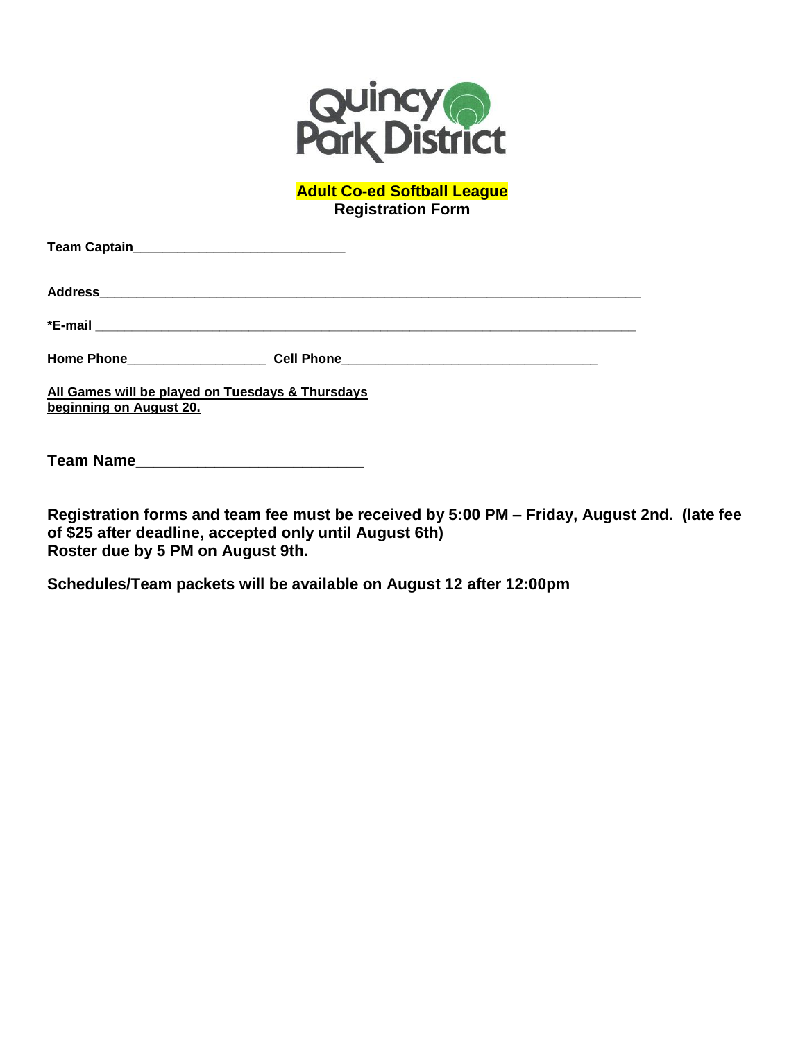Quincy Park District

**Adult Co-ed Softball League**
**Registration Form**

**Team Captain**_____________________________

**Address**___________________________________________________________________________

***E-mail** __________________________________________________________________________

**Home Phone**___________________ **Cell Phone**___________________________________

**All Games will be played on Tuesdays & Thursdays beginning on August 20.**

**Team Name**__________________________

**Registration forms and team fee must be received by 5:00 PM – Friday, August 2nd. (late fee of $25 after deadline, accepted only until August 6th)**
**Roster due by 5 PM on August 9th.**

**Schedules/Team packets will be available on August 12 after 12:00pm**